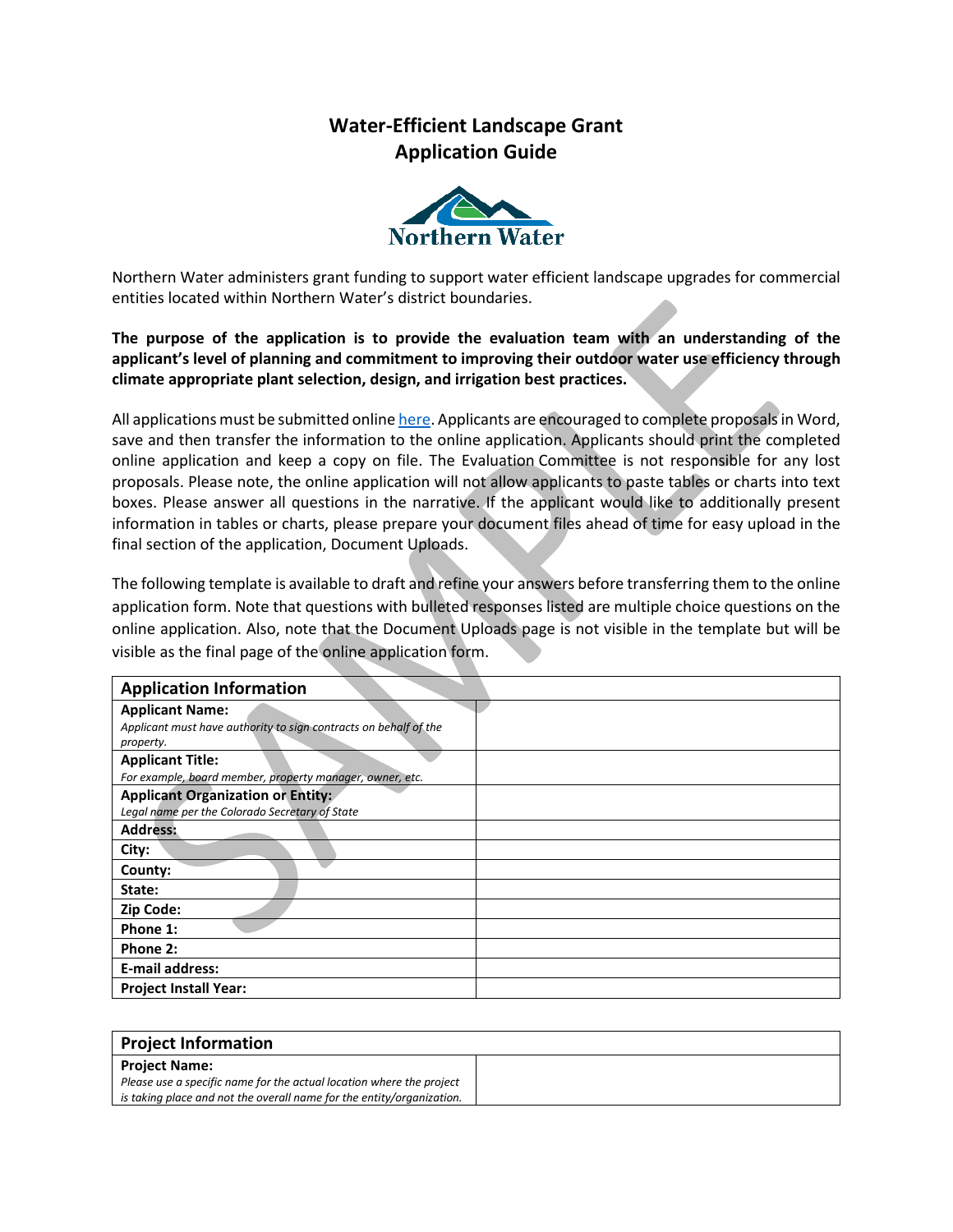# Water-Efficient Landscape Grant
# Application Guide

Northern Water

Northern Water administers grant funding to support water efficient landscape upgrades for commercial entities located within Northern Water's district boundaries.

**The purpose of the application is to provide the evaluation team with an understanding of the applicant's level of planning and commitment to improving their outdoor water use efficiency through climate appropriate plant selection, design, and irrigation best practices.**

All applications must be submitted online [here](). Applicants are encouraged to complete proposals in Word, save and then transfer the information to the online application. Applicants should print the completed online application and keep a copy on file. The Evaluation Committee is not responsible for any lost proposals. Please note, the online application will not allow applicants to paste tables or charts into text boxes. Please answer all questions in the narrative. If the applicant would like to additionally present information in tables or charts, please prepare your document files ahead of time for easy upload in the final section of the application, Document Uploads.

The following template is available to draft and refine your answers before transferring them to the online application form. Note that questions with bulleted responses listed are multiple choice questions on the online application. Also, note that the Document Uploads page is not visible in the template but will be visible as the final page of the online application form.

| Application Information | |
|---|---|
| **Applicant Name:**<br>*Applicant must have authority to sign contracts on behalf of the property.* | |
| **Applicant Title:**<br>*For example, board member, property manager, owner, etc.* | |
| **Applicant Organization or Entity:**<br>*Legal name per the Colorado Secretary of State* | |
| **Address:** | |
| **City:** | |
| **County:** | |
| **State:** | |
| **Zip Code:** | |
| **Phone 1:** | |
| **Phone 2:** | |
| **E-mail address:** | |
| **Project Install Year:** | |

| Project Information | |
|---|---|
| **Project Name:**<br>*Please use a specific name for the actual location where the project is taking place and not the overall name for the entity/organization.* | |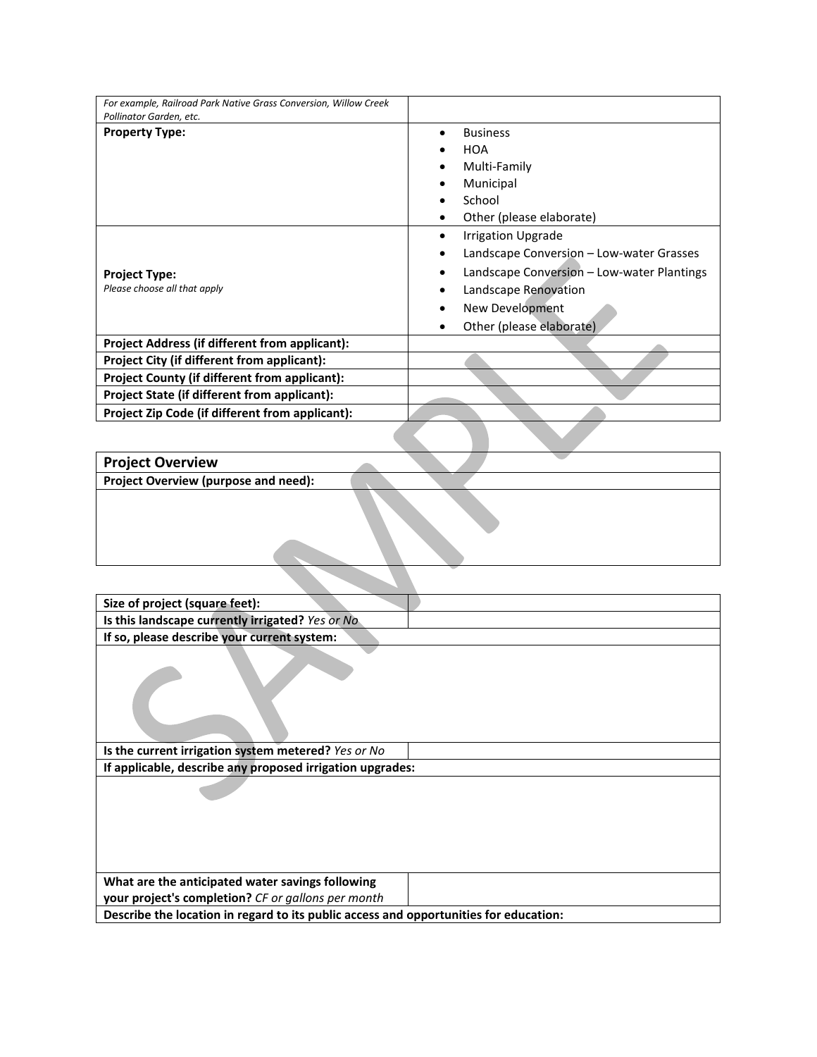| | |
|---|---|
| *For example, Railroad Park Native Grass Conversion, Willow Creek Pollinator Garden, etc.* | |
| **Property Type:** | • Business<br>• HOA<br>• Multi-Family<br>• Municipal<br>• School<br>• Other (please elaborate) |
| **Project Type:**<br>*Please choose all that apply* | • Irrigation Upgrade<br>• Landscape Conversion – Low-water Grasses<br>• Landscape Conversion – Low-water Plantings<br>• Landscape Renovation<br>• New Development<br>• Other (please elaborate) |
| **Project Address (if different from applicant):** | |
| **Project City (if different from applicant):** | |
| **Project County (if different from applicant):** | |
| **Project State (if different from applicant):** | |
| **Project Zip Code (if different from applicant):** | |

| **Project Overview** |
|---|
| **Project Overview (purpose and need):** |
| |

| | |
|---|---|
| **Size of project (square feet):** | |
| **Is this landscape currently irrigated?** *Yes or No* | |
| **If so, please describe your current system:** | |
| | |
| **Is the current irrigation system metered?** *Yes or No* | |
| **If applicable, describe any proposed irrigation upgrades:** | |
| | |
| **What are the anticipated water savings following your project's completion?** *CF or gallons per month* | |
| **Describe the location in regard to its public access and opportunities for education:** | |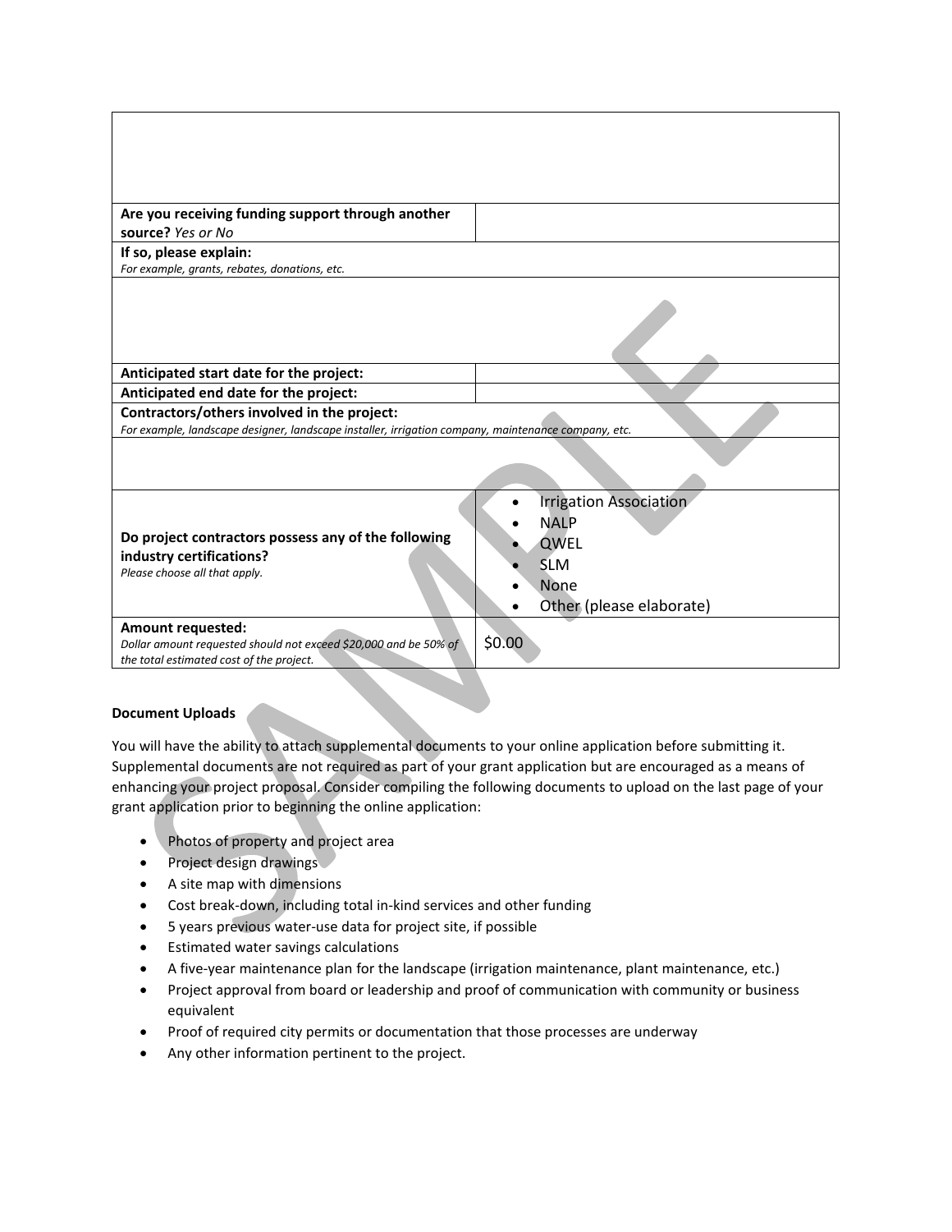| | |
|---|---|
| | |
| **Are you receiving funding support through another source?** *Yes or No* | |
| **If so, please explain:**<br>*For example, grants, rebates, donations, etc.* | |
| | |
| **Anticipated start date for the project:** | |
| **Anticipated end date for the project:** | |
| **Contractors/others involved in the project:**<br>*For example, landscape designer, landscape installer, irrigation company, maintenance company, etc.* | |
| | |
| **Do project contractors possess any of the following industry certifications?**<br>*Please choose all that apply.* | • Irrigation Association<br>• NALP<br>• QWEL<br>• SLM<br>• None<br>• Other (please elaborate) |
| **Amount requested:**<br>*Dollar amount requested should not exceed $20,000 and be 50% of the total estimated cost of the project.* | $0.00 |

**Document Uploads**

You will have the ability to attach supplemental documents to your online application before submitting it. Supplemental documents are not required as part of your grant application but are encouraged as a means of enhancing your project proposal. Consider compiling the following documents to upload on the last page of your grant application prior to beginning the online application:

- Photos of property and project area
- Project design drawings
- A site map with dimensions
- Cost break-down, including total in-kind services and other funding
- 5 years previous water-use data for project site, if possible
- Estimated water savings calculations
- A five-year maintenance plan for the landscape (irrigation maintenance, plant maintenance, etc.)
- Project approval from board or leadership and proof of communication with community or business equivalent
- Proof of required city permits or documentation that those processes are underway
- Any other information pertinent to the project.